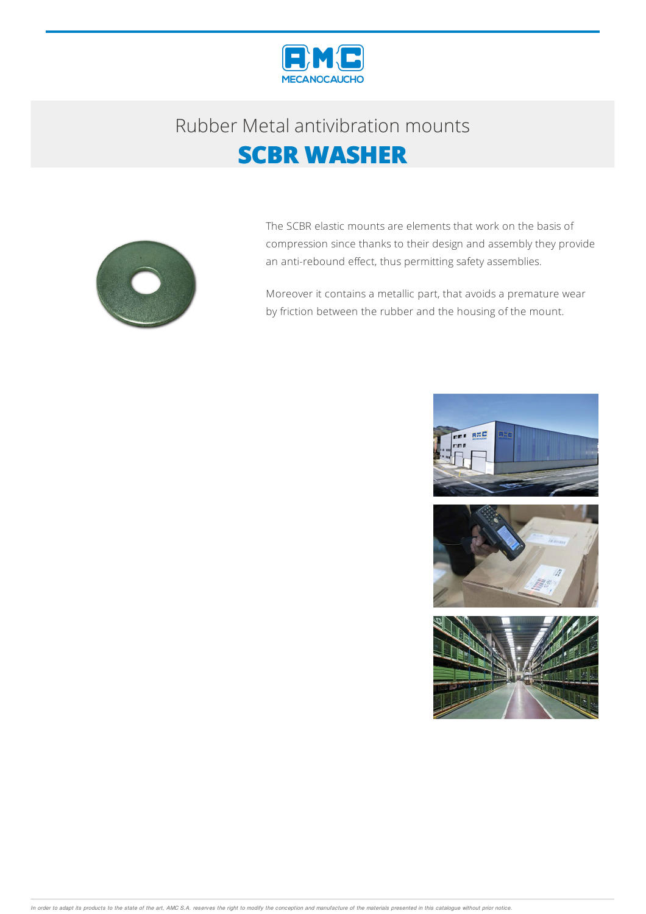Rubber Metal antivibration mounts

# SCBR WASHER

The SCBR elastic mounts are elements that work on the basis of compression since thanks to their design and assembly they provide an anti-rebound effect, thus permitting safety assemblies.

Moreover it contains a metallic part, that avoids a premature wear by friction between the rubber and the housing of the mount.

*In order to adapt its products to the state of the art, AMC S.A. reserves the right to modify the conception and manufacture of the materials presented in this catalogue without prior notice.*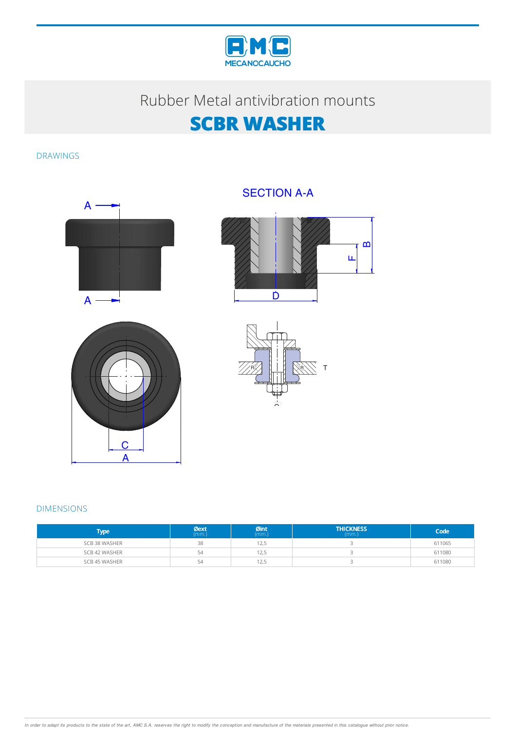Rubber Metal antivibration mounts

# SCBR WASHER

## DRAWINGS

SECTION A-A

## DIMENSIONS

| Type | Øext (mm.) | Øint (mm.) | THICKNESS (mm.) | Code |
|---|---|---|---|---|
| SCB 38 WASHER | 38 | 12,5 | 3 | 611065 |
| SCB 42 WASHER | 54 | 12,5 | 3 | 611080 |
| SCB 45 WASHER | 54 | 12,5 | 3 | 611080 |

*In order to adapt its products to the state of the art, AMC S.A. reserves the right to modify the conception and manufacture of the materials presented in this catalogue without prior notice.*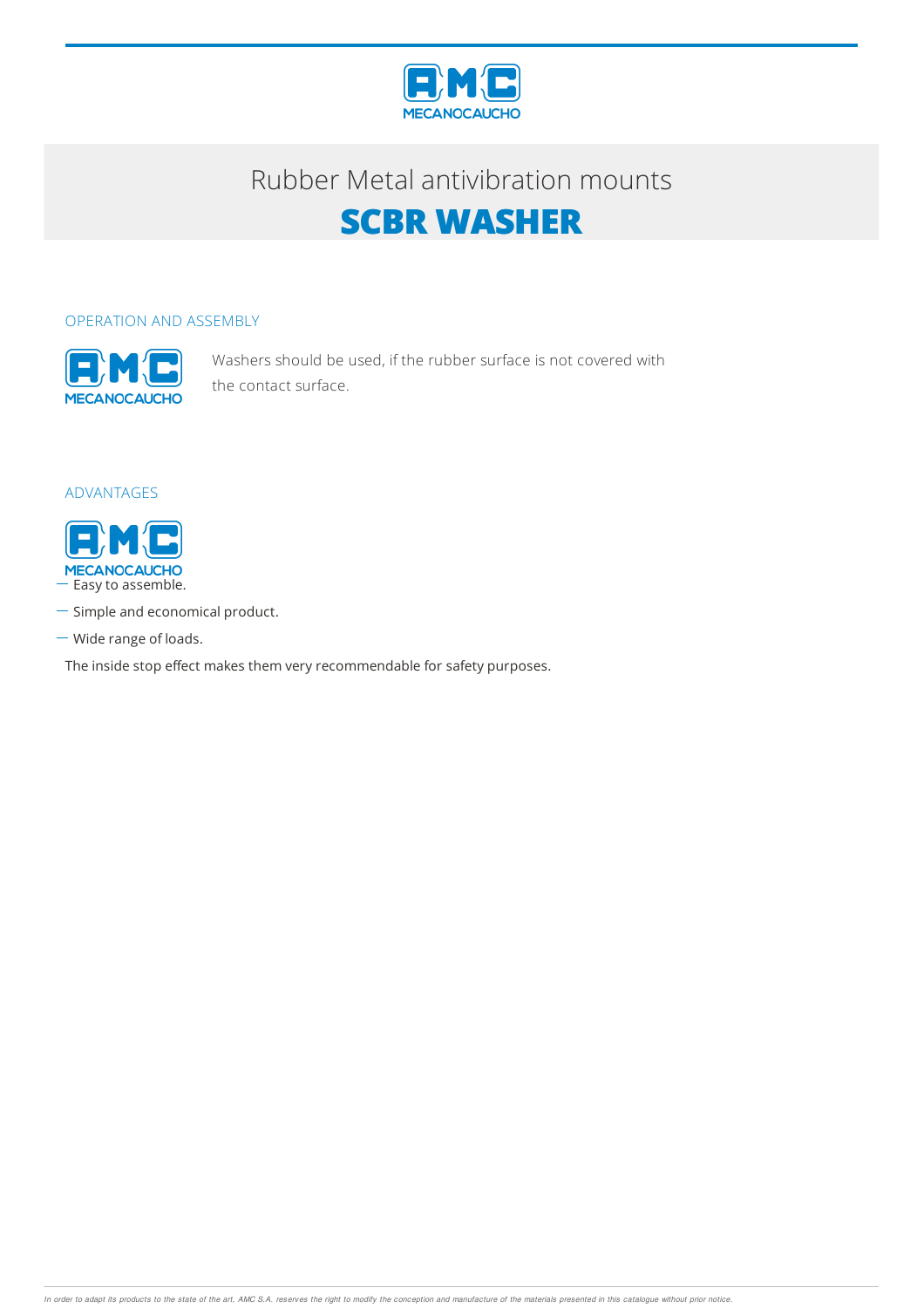Rubber Metal antivibration mounts

# SCBR WASHER

## OPERATION AND ASSEMBLY

Washers should be used, if the rubber surface is not covered with the contact surface.

## ADVANTAGES

- Easy to assemble.
- Simple and economical product.
- Wide range of loads.

The inside stop effect makes them very recommendable for safety purposes.

*In order to adapt its products to the state of the art, AMC S.A. reserves the right to modify the conception and manufacture of the materials presented in this catalogue without prior notice.*